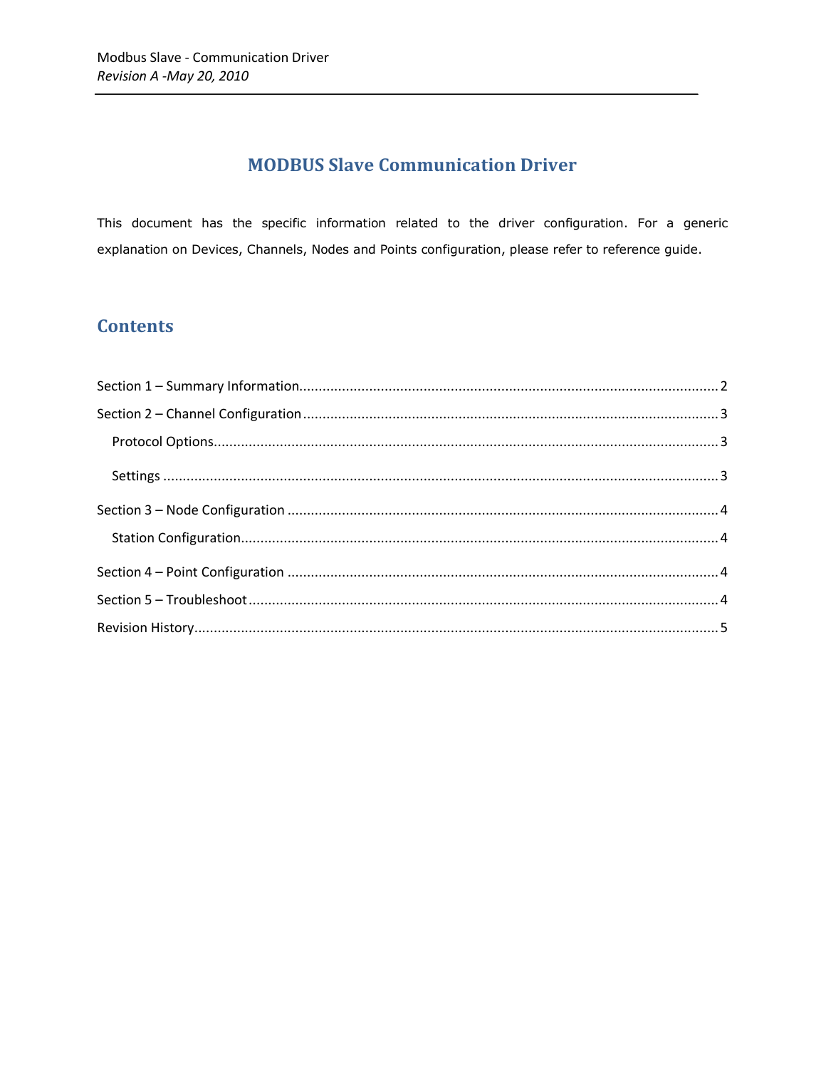# MODBUS Slave Communication Driver

This document has the specific information related to the driver configuration. For a generic explanation on Devices, Channels, Nodes and Points configuration, please refer to reference guide.

## Contents

Section 1 – Summary Information........................................................................................................2

Section 2 – Channel Configuration......................................................................................................3

- Protocol Options..............................................................................................................................3
- Settings ............................................................................................................................................3

Section 3 – Node Configuration ..........................................................................................................4

- Station Configuration........................................................................................................................4

Section 4 – Point Configuration ..........................................................................................................4

Section 5 – Troubleshoot ....................................................................................................................4

Revision History...................................................................................................................................5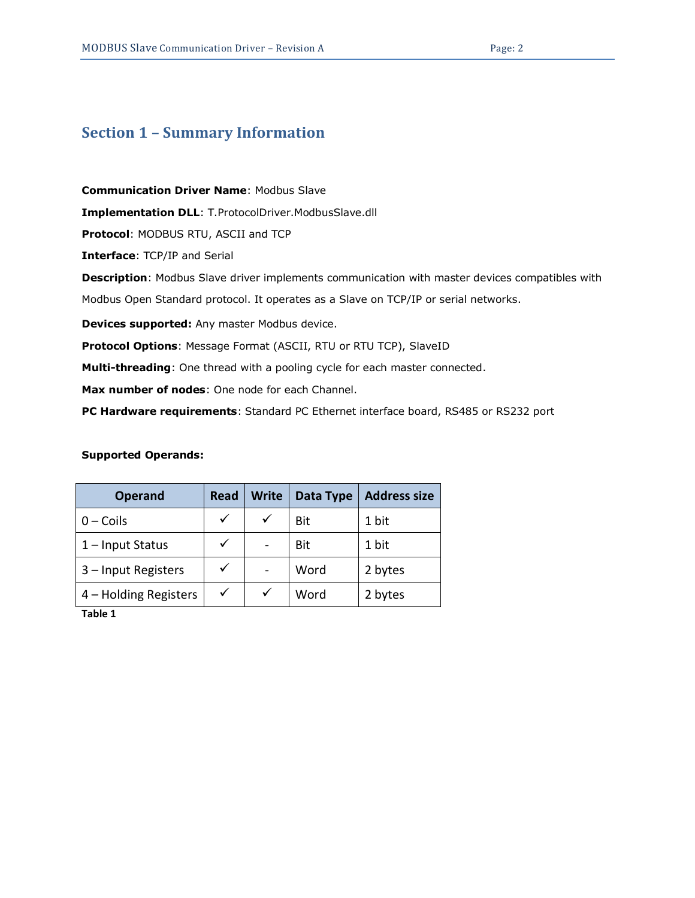# Section 1 – Summary Information

**Communication Driver Name**: Modbus Slave

**Implementation DLL**: T.ProtocolDriver.ModbusSlave.dll

**Protocol**: MODBUS RTU, ASCII and TCP

**Interface**: TCP/IP and Serial

**Description**: Modbus Slave driver implements communication with master devices compatibles with Modbus Open Standard protocol. It operates as a Slave on TCP/IP or serial networks.

**Devices supported:** Any master Modbus device.

**Protocol Options**: Message Format (ASCII, RTU or RTU TCP), SlaveID

**Multi-threading**: One thread with a pooling cycle for each master connected.

**Max number of nodes**: One node for each Channel.

**PC Hardware requirements**: Standard PC Ethernet interface board, RS485 or RS232 port

**Supported Operands:**

| Operand | Read | Write | Data Type | Address size |
|---|---|---|---|---|
| 0 – Coils | ✓ | ✓ | Bit | 1 bit |
| 1 – Input Status | ✓ | - | Bit | 1 bit |
| 3 – Input Registers | ✓ | - | Word | 2 bytes |
| 4 – Holding Registers | ✓ | ✓ | Word | 2 bytes |

**Table 1**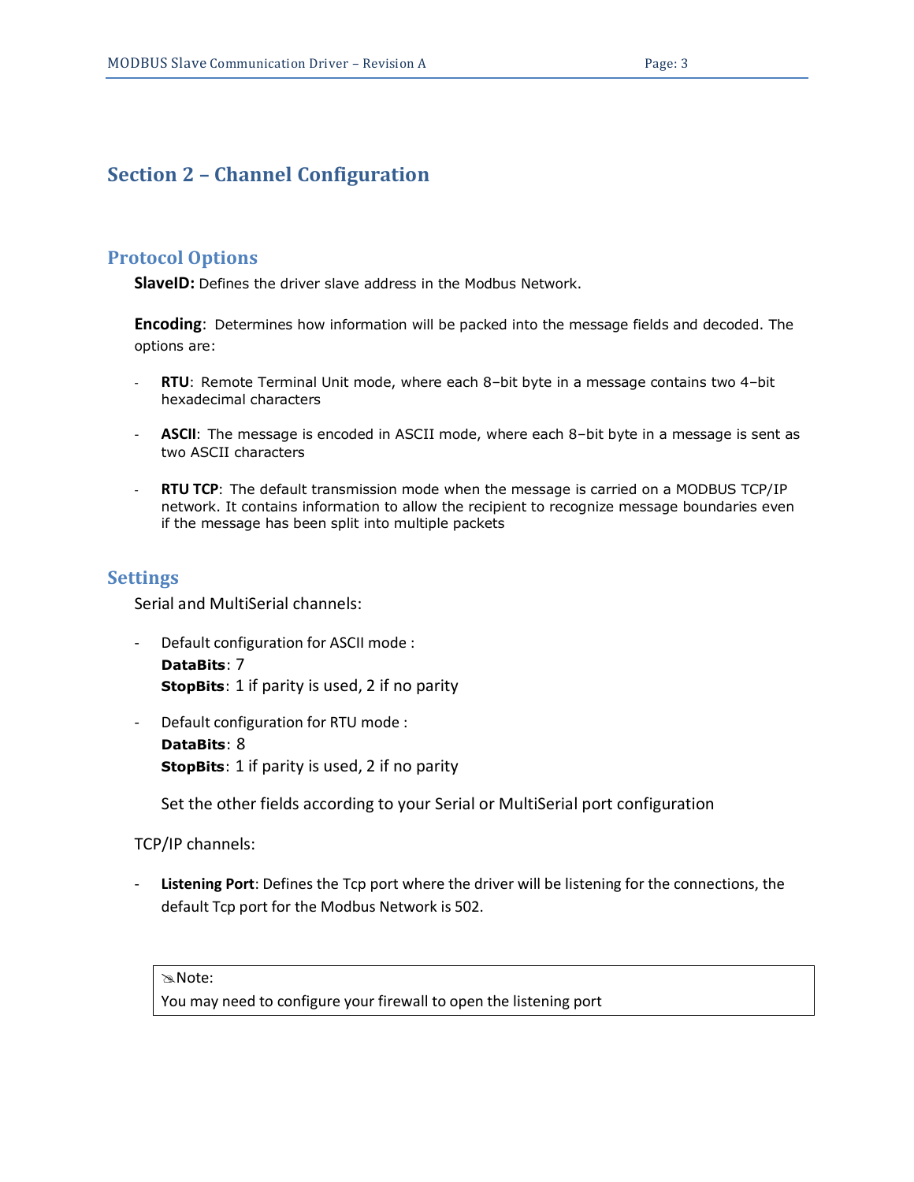# Section 2 – Channel Configuration

## Protocol Options

**SlaveID:** Defines the driver slave address in the Modbus Network.

**Encoding**: Determines how information will be packed into the message fields and decoded. The options are:

- **RTU**: Remote Terminal Unit mode, where each 8–bit byte in a message contains two 4–bit hexadecimal characters
- **ASCII**: The message is encoded in ASCII mode, where each 8–bit byte in a message is sent as two ASCII characters
- **RTU TCP**: The default transmission mode when the message is carried on a MODBUS TCP/IP network. It contains information to allow the recipient to recognize message boundaries even if the message has been split into multiple packets

## Settings

Serial and MultiSerial channels:

- Default configuration for ASCII mode :
  **DataBits**: 7
  **StopBits**: 1 if parity is used, 2 if no parity
- Default configuration for RTU mode :
  **DataBits**: 8
  **StopBits**: 1 if parity is used, 2 if no parity

  Set the other fields according to your Serial or MultiSerial port configuration

TCP/IP channels:

- **Listening Port**: Defines the Tcp port where the driver will be listening for the connections, the default Tcp port for the Modbus Network is 502.

> Note:
> You may need to configure your firewall to open the listening port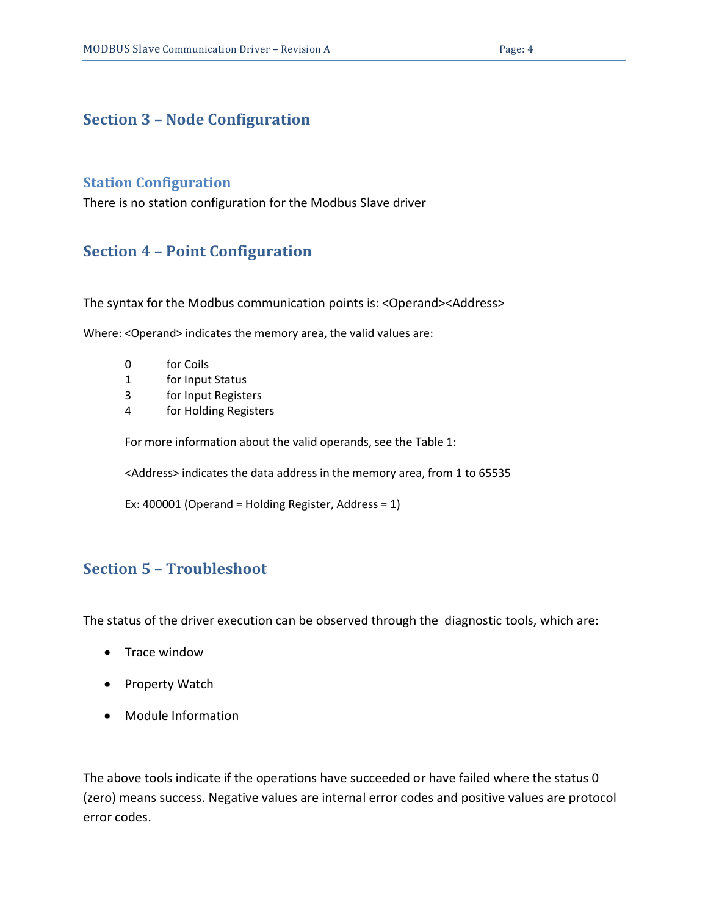## Section 3 – Node Configuration

### Station Configuration

There is no station configuration for the Modbus Slave driver

## Section 4 – Point Configuration

The syntax for the Modbus communication points is: <Operand><Address>

Where: <Operand> indicates the memory area, the valid values are:

- 0 for Coils
- 1 for Input Status
- 3 for Input Registers
- 4 for Holding Registers

For more information about the valid operands, see the Table 1:

<Address> indicates the data address in the memory area, from 1 to 65535

Ex: 400001 (Operand = Holding Register, Address = 1)

## Section 5 – Troubleshoot

The status of the driver execution can be observed through the diagnostic tools, which are:

- Trace window
- Property Watch
- Module Information

The above tools indicate if the operations have succeeded or have failed where the status 0 (zero) means success. Negative values are internal error codes and positive values are protocol error codes.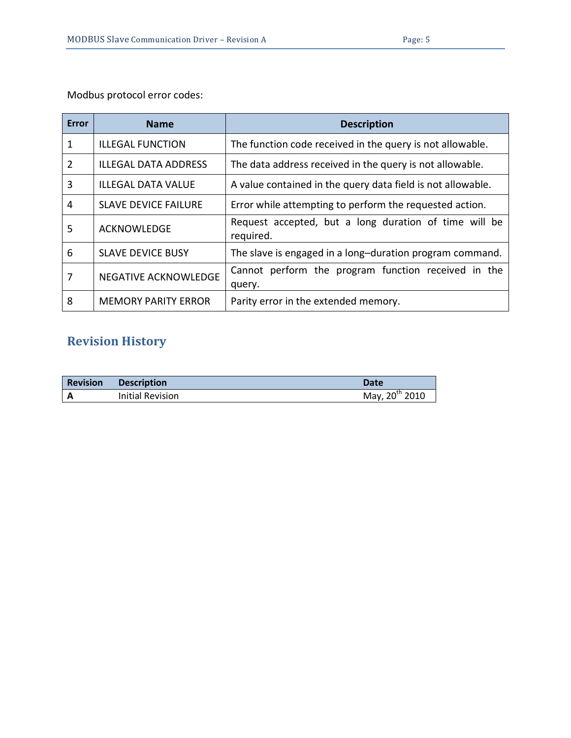Modbus protocol error codes:

| Error | Name | Description |
|---|---|---|
| 1 | ILLEGAL FUNCTION | The function code received in the query is not allowable. |
| 2 | ILLEGAL DATA ADDRESS | The data address received in the query is not allowable. |
| 3 | ILLEGAL DATA VALUE | A value contained in the query data field is not allowable. |
| 4 | SLAVE DEVICE FAILURE | Error while attempting to perform the requested action. |
| 5 | ACKNOWLEDGE | Request accepted, but a long duration of time will be required. |
| 6 | SLAVE DEVICE BUSY | The slave is engaged in a long–duration program command. |
| 7 | NEGATIVE ACKNOWLEDGE | Cannot perform the program function received in the query. |
| 8 | MEMORY PARITY ERROR | Parity error in the extended memory. |

## Revision History

| Revision | Description | Date |
|---|---|---|
| **A** | Initial Revision | May, 20th 2010 |